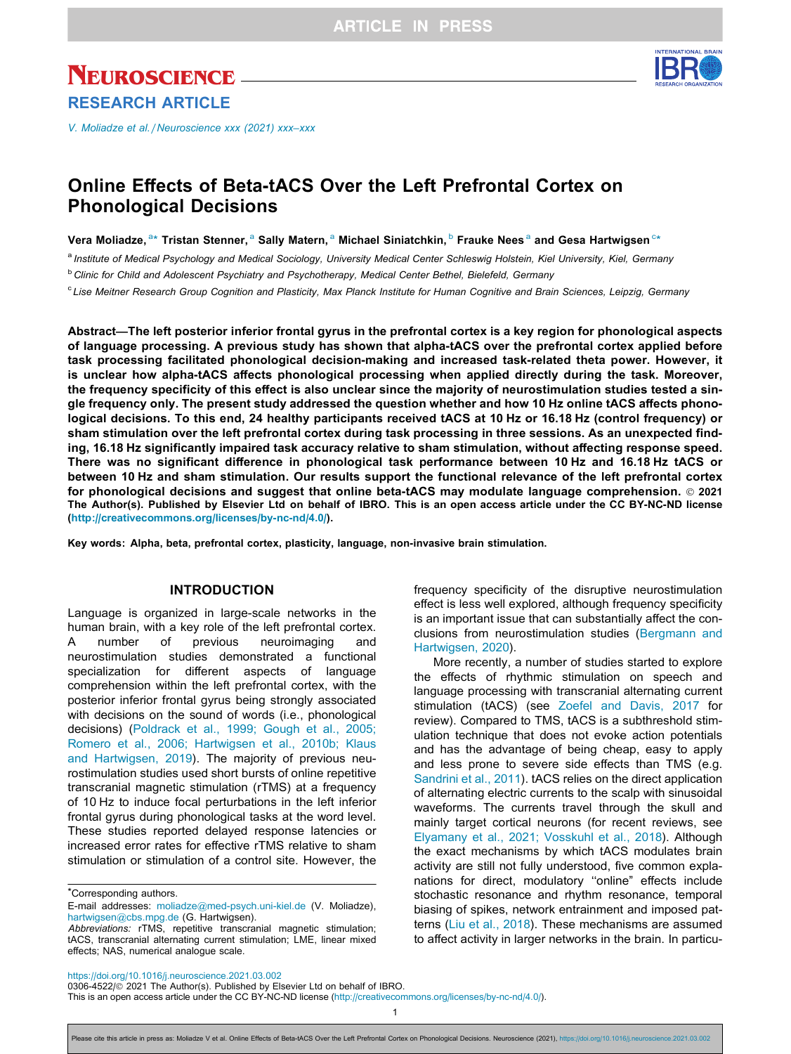# Online Effects of Beta-tACS Over the Left Prefrontal Cortex on Phonological Decisions

**Vera Moliadze,[a*] Tristan Stenner,[a] Sally Matern,[a] Michael Siniatchkin,[b] Frauke Nees[a] and Gesa Hartwigsen[c*]**

[a] *Institute of Medical Psychology and Medical Sociology, University Medical Center Schleswig Holstein, Kiel University, Kiel, Germany*

[b] *Clinic for Child and Adolescent Psychiatry and Psychotherapy, Medical Center Bethel, Bielefeld, Germany*

[c] *Lise Meitner Research Group Cognition and Plasticity, Max Planck Institute for Human Cognitive and Brain Sciences, Leipzig, Germany*

**Abstract—The left posterior inferior frontal gyrus in the prefrontal cortex is a key region for phonological aspects of language processing. A previous study has shown that alpha-tACS over the prefrontal cortex applied before task processing facilitated phonological decision-making and increased task-related theta power. However, it is unclear how alpha-tACS affects phonological processing when applied directly during the task. Moreover, the frequency specificity of this effect is also unclear since the majority of neurostimulation studies tested a single frequency only. The present study addressed the question whether and how 10 Hz online tACS affects phonological decisions. To this end, 24 healthy participants received tACS at 10 Hz or 16.18 Hz (control frequency) or sham stimulation over the left prefrontal cortex during task processing in three sessions. As an unexpected finding, 16.18 Hz significantly impaired task accuracy relative to sham stimulation, without affecting response speed. There was no significant difference in phonological task performance between 10 Hz and 16.18 Hz tACS or between 10 Hz and sham stimulation. Our results support the functional relevance of the left prefrontal cortex for phonological decisions and suggest that online beta-tACS may modulate language comprehension. © 2021 The Author(s). Published by Elsevier Ltd on behalf of IBRO. This is an open access article under the CC BY-NC-ND license (http://creativecommons.org/licenses/by-nc-nd/4.0/).**

**Key words: Alpha, beta, prefrontal cortex, plasticity, language, non-invasive brain stimulation.**

## INTRODUCTION

Language is organized in large-scale networks in the human brain, with a key role of the left prefrontal cortex. A number of previous neuroimaging and neurostimulation studies demonstrated a functional specialization for different aspects of language comprehension within the left prefrontal cortex, with the posterior inferior frontal gyrus being strongly associated with decisions on the sound of words (i.e., phonological decisions) (Poldrack et al., 1999; Gough et al., 2005; Romero et al., 2006; Hartwigsen et al., 2010b; Klaus and Hartwigsen, 2019). The majority of previous neurostimulation studies used short bursts of online repetitive transcranial magnetic stimulation (rTMS) at a frequency of 10 Hz to induce focal perturbations in the left inferior frontal gyrus during phonological tasks at the word level. These studies reported delayed response latencies or increased error rates for effective rTMS relative to sham stimulation or stimulation of a control site. However, the frequency specificity of the disruptive neurostimulation effect is less well explored, although frequency specificity is an important issue that can substantially affect the conclusions from neurostimulation studies (Bergmann and Hartwigsen, 2020).

More recently, a number of studies started to explore the effects of rhythmic stimulation on speech and language processing with transcranial alternating current stimulation (tACS) (see Zoefel and Davis, 2017 for review). Compared to TMS, tACS is a subthreshold stimulation technique that does not evoke action potentials and has the advantage of being cheap, easy to apply and less prone to severe side effects than TMS (e.g. Sandrini et al., 2011). tACS relies on the direct application of alternating electric currents to the scalp with sinusoidal waveforms. The currents travel through the skull and mainly target cortical neurons (for recent reviews, see Elyamany et al., 2021; Vosskuhl et al., 2018). Although the exact mechanisms by which tACS modulates brain activity are still not fully understood, five common explanations for direct, modulatory "online" effects include stochastic resonance and rhythm resonance, temporal biasing of spikes, network entrainment and imposed patterns (Liu et al., 2018). These mechanisms are assumed to affect activity in larger networks in the brain. In particu-

*Corresponding authors.
E-mail addresses: moliadze@med-psych.uni-kiel.de (V. Moliadze), hartwigsen@cbs.mpg.de (G. Hartwigsen).
*Abbreviations:* rTMS, repetitive transcranial magnetic stimulation; tACS, transcranial alternating current stimulation; LME, linear mixed effects; NAS, numerical analogue scale.

https://doi.org/10.1016/j.neuroscience.2021.03.002
0306-4522/© 2021 The Author(s). Published by Elsevier Ltd on behalf of IBRO.
This is an open access article under the CC BY-NC-ND license (http://creativecommons.org/licenses/by-nc-nd/4.0/).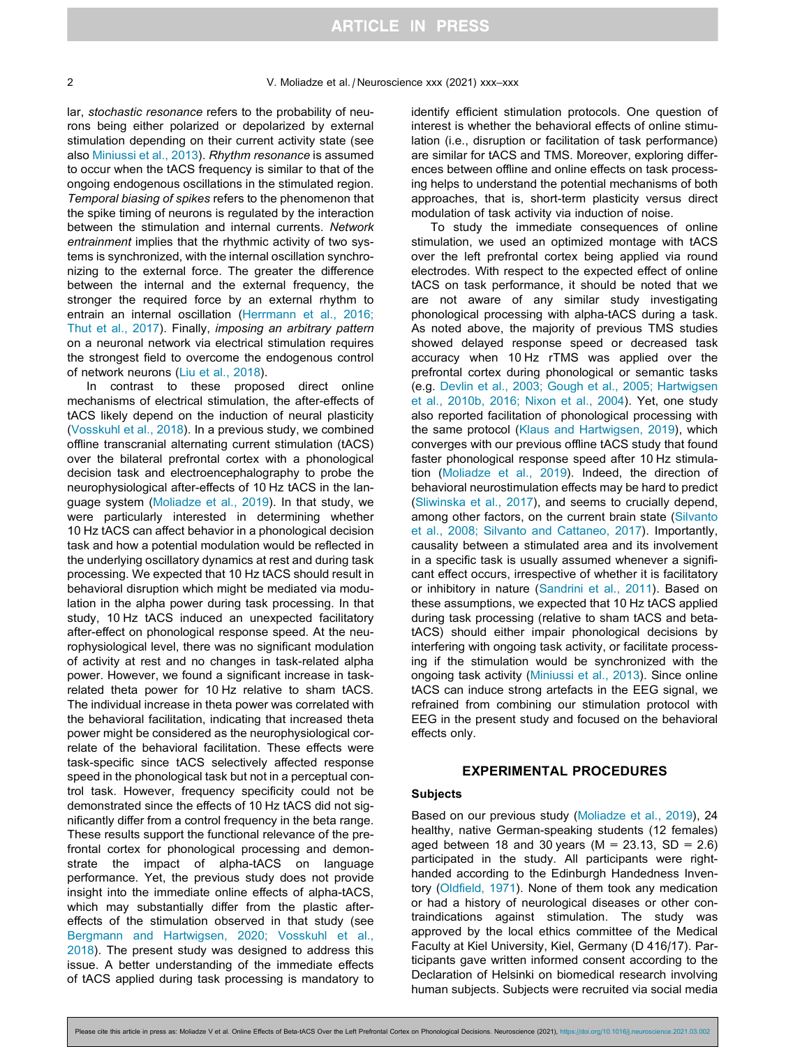lar, *stochastic resonance* refers to the probability of neurons being either polarized or depolarized by external stimulation depending on their current activity state (see also Miniussi et al., 2013). *Rhythm resonance* is assumed to occur when the tACS frequency is similar to that of the ongoing endogenous oscillations in the stimulated region. *Temporal biasing of spikes* refers to the phenomenon that the spike timing of neurons is regulated by the interaction between the stimulation and internal currents. *Network entrainment* implies that the rhythmic activity of two systems is synchronized, with the internal oscillation synchronizing to the external force. The greater the difference between the internal and the external frequency, the stronger the required force by an external rhythm to entrain an internal oscillation (Herrmann et al., 2016; Thut et al., 2017). Finally, *imposing an arbitrary pattern* on a neuronal network via electrical stimulation requires the strongest field to overcome the endogenous control of network neurons (Liu et al., 2018).

In contrast to these proposed direct online mechanisms of electrical stimulation, the after-effects of tACS likely depend on the induction of neural plasticity (Vosskuhl et al., 2018). In a previous study, we combined offline transcranial alternating current stimulation (tACS) over the bilateral prefrontal cortex with a phonological decision task and electroencephalography to probe the neurophysiological after-effects of 10 Hz tACS in the language system (Moliadze et al., 2019). In that study, we were particularly interested in determining whether 10 Hz tACS can affect behavior in a phonological decision task and how a potential modulation would be reflected in the underlying oscillatory dynamics at rest and during task processing. We expected that 10 Hz tACS should result in behavioral disruption which might be mediated via modulation in the alpha power during task processing. In that study, 10 Hz tACS induced an unexpected facilitatory after-effect on phonological response speed. At the neurophysiological level, there was no significant modulation of activity at rest and no changes in task-related alpha power. However, we found a significant increase in task-related theta power for 10 Hz relative to sham tACS. The individual increase in theta power was correlated with the behavioral facilitation, indicating that increased theta power might be considered as the neurophysiological correlate of the behavioral facilitation. These effects were task-specific since tACS selectively affected response speed in the phonological task but not in a perceptual control task. However, frequency specificity could not be demonstrated since the effects of 10 Hz tACS did not significantly differ from a control frequency in the beta range. These results support the functional relevance of the prefrontal cortex for phonological processing and demonstrate the impact of alpha-tACS on language performance. Yet, the previous study does not provide insight into the immediate online effects of alpha-tACS, which may substantially differ from the plastic after-effects of the stimulation observed in that study (see Bergmann and Hartwigsen, 2020; Vosskuhl et al., 2018). The present study was designed to address this issue. A better understanding of the immediate effects of tACS applied during task processing is mandatory to identify efficient stimulation protocols. One question of interest is whether the behavioral effects of online stimulation (i.e., disruption or facilitation of task performance) are similar for tACS and TMS. Moreover, exploring differences between offline and online effects on task processing helps to understand the potential mechanisms of both approaches, that is, short-term plasticity versus direct modulation of task activity via induction of noise.

To study the immediate consequences of online stimulation, we used an optimized montage with tACS over the left prefrontal cortex being applied via round electrodes. With respect to the expected effect of online tACS on task performance, it should be noted that we are not aware of any similar study investigating phonological processing with alpha-tACS during a task. As noted above, the majority of previous TMS studies showed delayed response speed or decreased task accuracy when 10 Hz rTMS was applied over the prefrontal cortex during phonological or semantic tasks (e.g. Devlin et al., 2003; Gough et al., 2005; Hartwigsen et al., 2010b, 2016; Nixon et al., 2004). Yet, one study also reported facilitation of phonological processing with the same protocol (Klaus and Hartwigsen, 2019), which converges with our previous offline tACS study that found faster phonological response speed after 10 Hz stimulation (Moliadze et al., 2019). Indeed, the direction of behavioral neurostimulation effects may be hard to predict (Sliwinska et al., 2017), and seems to crucially depend, among other factors, on the current brain state (Silvanto et al., 2008; Silvanto and Cattaneo, 2017). Importantly, causality between a stimulated area and its involvement in a specific task is usually assumed whenever a significant effect occurs, irrespective of whether it is facilitatory or inhibitory in nature (Sandrini et al., 2011). Based on these assumptions, we expected that 10 Hz tACS applied during task processing (relative to sham tACS and beta-tACS) should either impair phonological decisions by interfering with ongoing task activity, or facilitate processing if the stimulation would be synchronized with the ongoing task activity (Miniussi et al., 2013). Since online tACS can induce strong artefacts in the EEG signal, we refrained from combining our stimulation protocol with EEG in the present study and focused on the behavioral effects only.

## EXPERIMENTAL PROCEDURES

### Subjects

Based on our previous study (Moliadze et al., 2019), 24 healthy, native German-speaking students (12 females) aged between 18 and 30 years (M = 23.13, SD = 2.6) participated in the study. All participants were right-handed according to the Edinburgh Handedness Inventory (Oldfield, 1971). None of them took any medication or had a history of neurological diseases or other contraindications against stimulation. The study was approved by the local ethics committee of the Medical Faculty at Kiel University, Kiel, Germany (D 416/17). Participants gave written informed consent according to the Declaration of Helsinki on biomedical research involving human subjects. Subjects were recruited via social media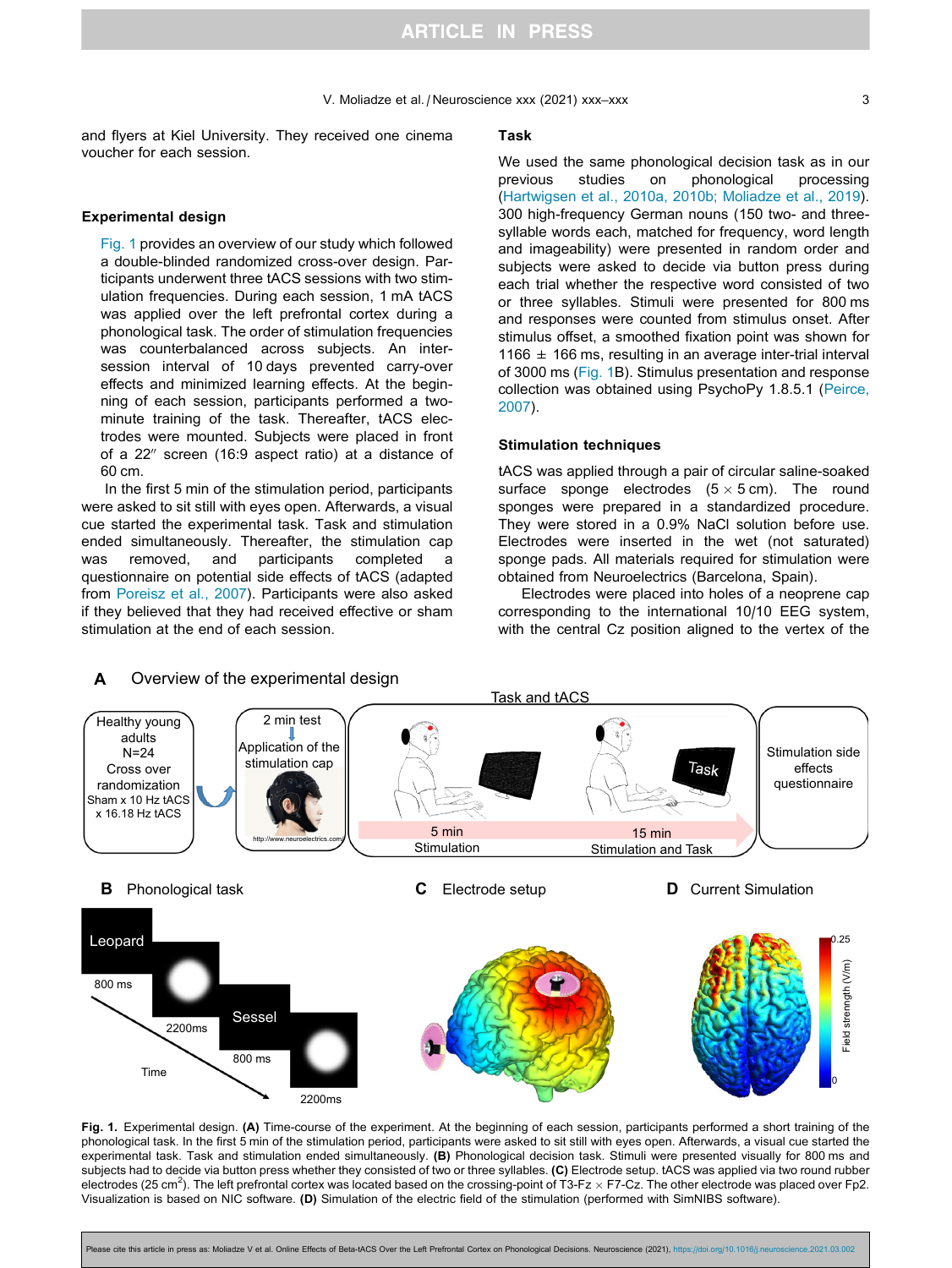and flyers at Kiel University. They received one cinema voucher for each session.

### Experimental design

Fig. 1 provides an overview of our study which followed a double-blinded randomized cross-over design. Participants underwent three tACS sessions with two stimulation frequencies. During each session, 1 mA tACS was applied over the left prefrontal cortex during a phonological task. The order of stimulation frequencies was counterbalanced across subjects. An inter-session interval of 10 days prevented carry-over effects and minimized learning effects. At the beginning of each session, participants performed a two-minute training of the task. Thereafter, tACS electrodes were mounted. Subjects were placed in front of a 22″ screen (16:9 aspect ratio) at a distance of 60 cm.

In the first 5 min of the stimulation period, participants were asked to sit still with eyes open. Afterwards, a visual cue started the experimental task. Task and stimulation ended simultaneously. Thereafter, the stimulation cap was removed, and participants completed a questionnaire on potential side effects of tACS (adapted from Poreisz et al., 2007). Participants were also asked if they believed that they had received effective or sham stimulation at the end of each session.

### Task

We used the same phonological decision task as in our previous studies on phonological processing (Hartwigsen et al., 2010a, 2010b; Moliadze et al., 2019). 300 high-frequency German nouns (150 two- and three-syllable words each, matched for frequency, word length and imageability) were presented in random order and subjects were asked to decide via button press during each trial whether the respective word consisted of two or three syllables. Stimuli were presented for 800 ms and responses were counted from stimulus onset. After stimulus offset, a smoothed fixation point was shown for 1166 ± 166 ms, resulting in an average inter-trial interval of 3000 ms (Fig. 1B). Stimulus presentation and response collection was obtained using PsychoPy 1.8.5.1 (Peirce, 2007).

### Stimulation techniques

tACS was applied through a pair of circular saline-soaked surface sponge electrodes (5 × 5 cm). The round sponges were prepared in a standardized procedure. They were stored in a 0.9% NaCl solution before use. Electrodes were inserted in the wet (not saturated) sponge pads. All materials required for stimulation were obtained from Neuroelectrics (Barcelona, Spain).

Electrodes were placed into holes of a neoprene cap corresponding to the international 10/10 EEG system, with the central Cz position aligned to the vertex of the

**Fig. 1.** Experimental design. **(A)** Time-course of the experiment. At the beginning of each session, participants performed a short training of the phonological task. In the first 5 min of the stimulation period, participants were asked to sit still with eyes open. Afterwards, a visual cue started the experimental task. Task and stimulation ended simultaneously. **(B)** Phonological decision task. Stimuli were presented visually for 800 ms and subjects had to decide via button press whether they consisted of two or three syllables. **(C)** Electrode setup. tACS was applied via two round rubber electrodes (25 cm$^2$). The left prefrontal cortex was located based on the crossing-point of T3-Fz × F7-Cz. The other electrode was placed over Fp2. Visualization is based on NIC software. **(D)** Simulation of the electric field of the stimulation (performed with SimNIBS software).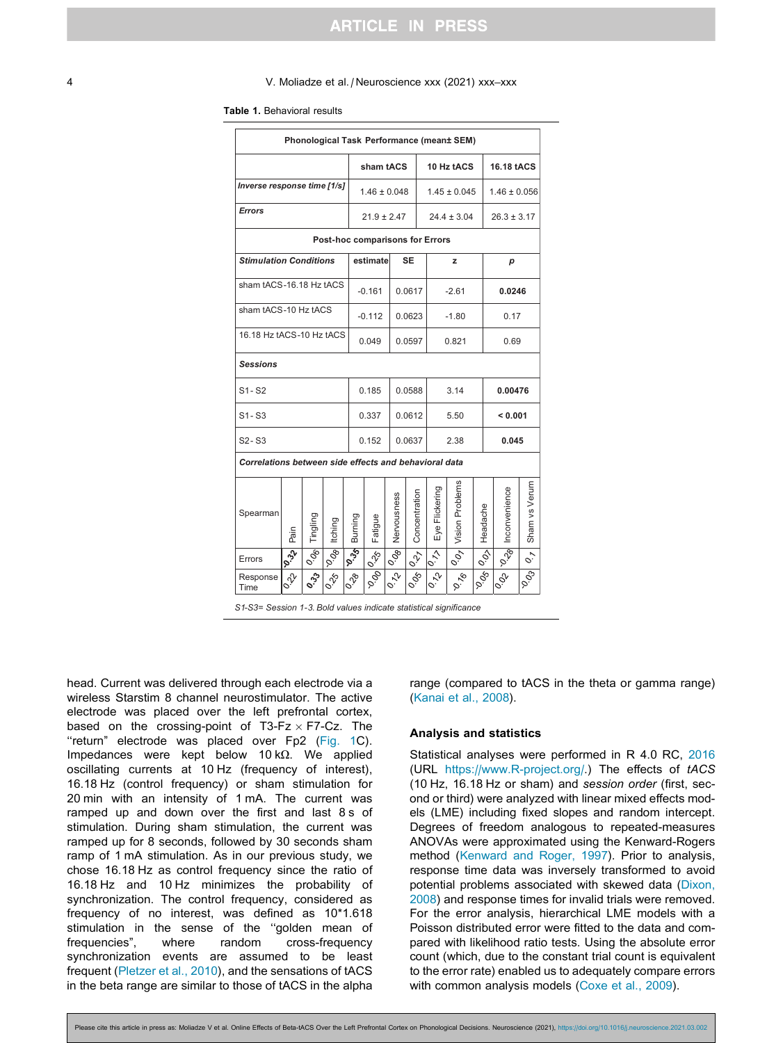**Table 1.** Behavioral results

| Phonological Task Performance (mean± SEM) | | | |
|---|---|---|---|
| | sham tACS | 10 Hz tACS | 16.18 tACS |
| *Inverse response time [1/s]* | 1.46 ± 0.048 | 1.45 ± 0.045 | 1.46 ± 0.056 |
| *Errors* | 21.9 ± 2.47 | 24.4 ± 3.04 | 26.3 ± 3.17 |

| Post-hoc comparisons for Errors | | | | |
|---|---|---|---|---|
| *Stimulation Conditions* | estimate | SE | z | *p* |
| sham tACS-16.18 Hz tACS | -0.161 | 0.0617 | -2.61 | **0.0246** |
| sham tACS-10 Hz tACS | -0.112 | 0.0623 | -1.80 | 0.17 |
| 16.18 Hz tACS-10 Hz tACS | 0.049 | 0.0597 | 0.821 | 0.69 |
| *Sessions* | | | | |
| S1- S2 | 0.185 | 0.0588 | 3.14 | **0.00476** |
| S1- S3 | 0.337 | 0.0612 | 5.50 | **< 0.001** |
| S2- S3 | 0.152 | 0.0637 | 2.38 | **0.045** |

*Correlations between side effects and behavioral data*

| Spearman | Pain | Tingling | Itching | Burning | Fatigue | Nervousness | Concentration | Eye Flickering | Vision Problems | Headache | Inconvenience | Sham vs Verum |
|---|---|---|---|---|---|---|---|---|---|---|---|---|
| Errors | **-0.32** | 0.06 | -0.08 | **-0.35** | 0.25 | 0.08 | 0.21 | 0.17 | 0.01 | 0.07 | -0.28 | 0.1 |
| Response Time | 0.22 | **0.33** | 0.25 | 0.28 | -0.00 | 0.12 | 0.05 | 0.12 | -0.16 | -0.05 | 0.02 | -0.03 |

*S1-S3= Session 1-3. Bold values indicate statistical significance*

head. Current was delivered through each electrode via a wireless Starstim 8 channel neurostimulator. The active electrode was placed over the left prefrontal cortex, based on the crossing-point of T3-Fz × F7-Cz. The "return" electrode was placed over Fp2 (Fig. 1C). Impedances were kept below 10 kΩ. We applied oscillating currents at 10 Hz (frequency of interest), 16.18 Hz (control frequency) or sham stimulation for 20 min with an intensity of 1 mA. The current was ramped up and down over the first and last 8 s of stimulation. During sham stimulation, the current was ramped up for 8 seconds, followed by 30 seconds sham ramp of 1 mA stimulation. As in our previous study, we chose 16.18 Hz as control frequency since the ratio of 16.18 Hz and 10 Hz minimizes the probability of synchronization. The control frequency, considered as frequency of no interest, was defined as 10*1.618 stimulation in the sense of the "golden mean of frequencies", where random cross-frequency synchronization events are assumed to be least frequent (Pletzer et al., 2010), and the sensations of tACS in the beta range are similar to those of tACS in the alpha range (compared to tACS in the theta or gamma range) (Kanai et al., 2008).

## Analysis and statistics

Statistical analyses were performed in R 4.0 RC, 2016 (URL https://www.R-project.org/.) The effects of *tACS* (10 Hz, 16.18 Hz or sham) and *session order* (first, second or third) were analyzed with linear mixed effects models (LME) including fixed slopes and random intercept. Degrees of freedom analogous to repeated-measures ANOVAs were approximated using the Kenward-Rogers method (Kenward and Roger, 1997). Prior to analysis, response time data was inversely transformed to avoid potential problems associated with skewed data (Dixon, 2008) and response times for invalid trials were removed. For the error analysis, hierarchical LME models with a Poisson distributed error were fitted to the data and compared with likelihood ratio tests. Using the absolute error count (which, due to the constant trial count is equivalent to the error rate) enabled us to adequately compare errors with common analysis models (Coxe et al., 2009).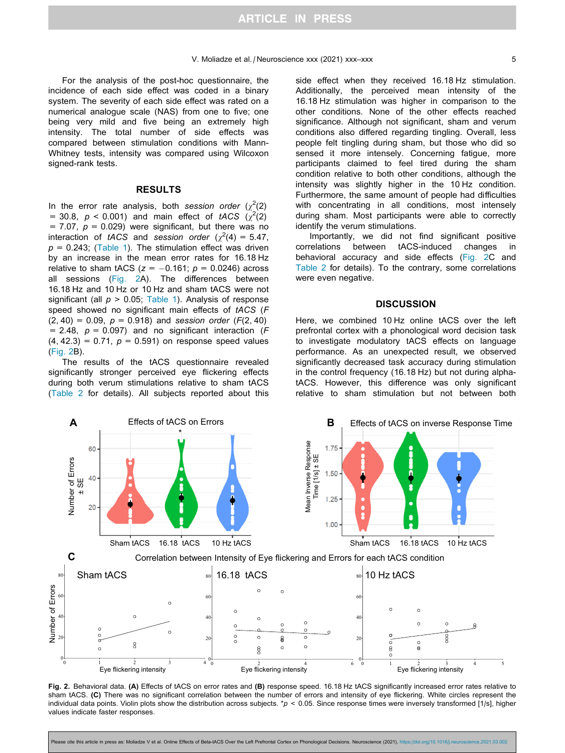For the analysis of the post-hoc questionnaire, the incidence of each side effect was coded in a binary system. The severity of each side effect was rated on a numerical analogue scale (NAS) from one to five; one being very mild and five being an extremely high intensity. The total number of side effects was compared between stimulation conditions with Mann-Whitney tests, intensity was compared using Wilcoxon signed-rank tests.

## RESULTS

In the error rate analysis, both *session order* ($\chi^2(2) = 30.8$, $p < 0.001$) and main effect of *tACS* ($\chi^2(2) = 7.07$, $p = 0.029$) were significant, but there was no interaction of *tACS* and *session order* ($\chi^2(4) = 5.47$, $p = 0.243$; (Table 1). The stimulation effect was driven by an increase in the mean error rates for 16.18 Hz relative to sham tACS ($z = -0.161$; $p = 0.0246$) across all sessions (Fig. 2A). The differences between 16.18 Hz and 10 Hz or 10 Hz and sham tACS were not significant (all $p > 0.05$; Table 1). Analysis of response speed showed no significant main effects of *tACS* ($F(2, 40) = 0.09$, $p = 0.918$) and *session order* ($F(2, 40) = 2.48$, $p = 0.097$) and no significant interaction ($F(4, 42.3) = 0.71$, $p = 0.591$) on response speed values (Fig. 2B).

The results of the tACS questionnaire revealed significantly stronger perceived eye flickering effects during both verum stimulations relative to sham tACS (Table 2 for details). All subjects reported about this side effect when they received 16.18 Hz stimulation. Additionally, the perceived mean intensity of the 16.18 Hz stimulation was higher in comparison to the other conditions. None of the other effects reached significance. Although not significant, sham and verum conditions also differed regarding tingling. Overall, less people felt tingling during sham, but those who did so sensed it more intensely. Concerning fatigue, more participants claimed to feel tired during the sham condition relative to both other conditions, although the intensity was slightly higher in the 10 Hz condition. Furthermore, the same amount of people had difficulties with concentrating in all conditions, most intensely during sham. Most participants were able to correctly identify the verum stimulations.

Importantly, we did not find significant positive correlations between tACS-induced changes in behavioral accuracy and side effects (Fig. 2C and Table 2 for details). To the contrary, some correlations were even negative.

## DISCUSSION

Here, we combined 10 Hz online tACS over the left prefrontal cortex with a phonological word decision task to investigate modulatory tACS effects on language performance. As an unexpected result, we observed significantly decreased task accuracy during stimulation in the control frequency (16.18 Hz) but not during alpha-tACS. However, this difference was only significant relative to sham stimulation but not between both

**Fig. 2.** Behavioral data. **(A)** Effects of tACS on error rates and **(B)** response speed. 16.18 Hz tACS significantly increased error rates relative to sham tACS. **(C)** There was no significant correlation between the number of errors and intensity of eye flickering. White circles represent the individual data points. Violin plots show the distribution across subjects. *$p < 0.05$. Since response times were inversely transformed [1/s], higher values indicate faster responses.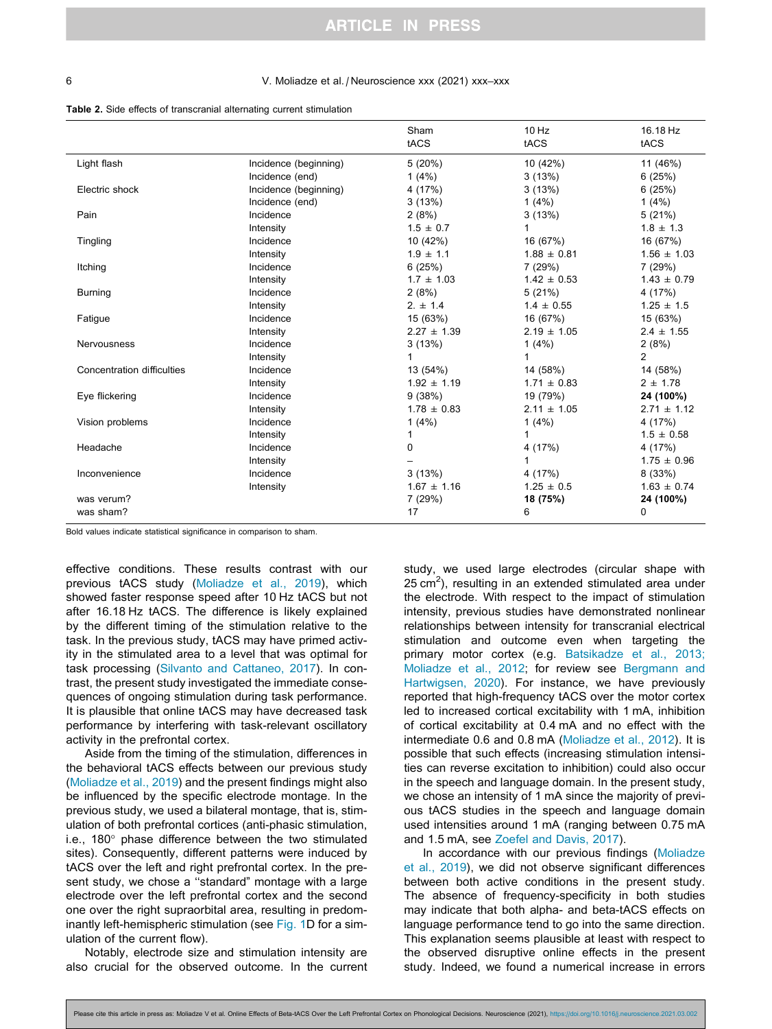**Table 2.** Side effects of transcranial alternating current stimulation

| | | Sham tACS | 10 Hz tACS | 16.18 Hz tACS |
|---|---|---|---|---|
| Light flash | Incidence (beginning) | 5 (20%) | 10 (42%) | 11 (46%) |
| | Incidence (end) | 1 (4%) | 3 (13%) | 6 (25%) |
| Electric shock | Incidence (beginning) | 4 (17%) | 3 (13%) | 6 (25%) |
| | Incidence (end) | 3 (13%) | 1 (4%) | 1 (4%) |
| Pain | Incidence | 2 (8%) | 3 (13%) | 5 (21%) |
| | Intensity | 1.5 ± 0.7 | 1 | 1.8 ± 1.3 |
| Tingling | Incidence | 10 (42%) | 16 (67%) | 16 (67%) |
| | Intensity | 1.9 ± 1.1 | 1.88 ± 0.81 | 1.56 ± 1.03 |
| Itching | Incidence | 6 (25%) | 7 (29%) | 7 (29%) |
| | Intensity | 1.7 ± 1.03 | 1.42 ± 0.53 | 1.43 ± 0.79 |
| Burning | Incidence | 2 (8%) | 5 (21%) | 4 (17%) |
| | Intensity | 2. ± 1.4 | 1.4 ± 0.55 | 1.25 ± 1.5 |
| Fatigue | Incidence | 15 (63%) | 16 (67%) | 15 (63%) |
| | Intensity | 2.27 ± 1.39 | 2.19 ± 1.05 | 2.4 ± 1.55 |
| Nervousness | Incidence | 3 (13%) | 1 (4%) | 2 (8%) |
| | Intensity | 1 | 1 | 2 |
| Concentration difficulties | Incidence | 13 (54%) | 14 (58%) | 14 (58%) |
| | Intensity | 1.92 ± 1.19 | 1.71 ± 0.83 | 2 ± 1.78 |
| Eye flickering | Incidence | 9 (38%) | 19 (79%) | **24 (100%)** |
| | Intensity | 1.78 ± 0.83 | 2.11 ± 1.05 | 2.71 ± 1.12 |
| Vision problems | Incidence | 1 (4%) | 1 (4%) | 4 (17%) |
| | Intensity | 1 | 1 | 1.5 ± 0.58 |
| Headache | Incidence | 0 | 4 (17%) | 4 (17%) |
| | Intensity | – | 1 | 1.75 ± 0.96 |
| Inconvenience | Incidence | 3 (13%) | 4 (17%) | 8 (33%) |
| | Intensity | 1.67 ± 1.16 | 1.25 ± 0.5 | 1.63 ± 0.74 |
| was verum? | | 7 (29%) | **18 (75%)** | **24 (100%)** |
| was sham? | | 17 | 6 | 0 |

Bold values indicate statistical significance in comparison to sham.

effective conditions. These results contrast with our previous tACS study (Moliadze et al., 2019), which showed faster response speed after 10 Hz tACS but not after 16.18 Hz tACS. The difference is likely explained by the different timing of the stimulation relative to the task. In the previous study, tACS may have primed activity in the stimulated area to a level that was optimal for task processing (Silvanto and Cattaneo, 2017). In contrast, the present study investigated the immediate consequences of ongoing stimulation during task performance. It is plausible that online tACS may have decreased task performance by interfering with task-relevant oscillatory activity in the prefrontal cortex.

Aside from the timing of the stimulation, differences in the behavioral tACS effects between our previous study (Moliadze et al., 2019) and the present findings might also be influenced by the specific electrode montage. In the previous study, we used a bilateral montage, that is, stimulation of both prefrontal cortices (anti-phasic stimulation, i.e., 180° phase difference between the two stimulated sites). Consequently, different patterns were induced by tACS over the left and right prefrontal cortex. In the present study, we chose a ''standard'' montage with a large electrode over the left prefrontal cortex and the second one over the right supraorbital area, resulting in predominantly left-hemispheric stimulation (see Fig. 1D for a simulation of the current flow).

Notably, electrode size and stimulation intensity are also crucial for the observed outcome. In the current study, we used large electrodes (circular shape with 25 cm$^2$), resulting in an extended stimulated area under the electrode. With respect to the impact of stimulation intensity, previous studies have demonstrated nonlinear relationships between intensity for transcranial electrical stimulation and outcome even when targeting the primary motor cortex (e.g. Batsikadze et al., 2013; Moliadze et al., 2012; for review see Bergmann and Hartwigsen, 2020). For instance, we have previously reported that high-frequency tACS over the motor cortex led to increased cortical excitability with 1 mA, inhibition of cortical excitability at 0.4 mA and no effect with the intermediate 0.6 and 0.8 mA (Moliadze et al., 2012). It is possible that such effects (increasing stimulation intensities can reverse excitation to inhibition) could also occur in the speech and language domain. In the present study, we chose an intensity of 1 mA since the majority of previous tACS studies in the speech and language domain used intensities around 1 mA (ranging between 0.75 mA and 1.5 mA, see Zoefel and Davis, 2017).

In accordance with our previous findings (Moliadze et al., 2019), we did not observe significant differences between both active conditions in the present study. The absence of frequency-specificity in both studies may indicate that both alpha- and beta-tACS effects on language performance tend to go into the same direction. This explanation seems plausible at least with respect to the observed disruptive online effects in the present study. Indeed, we found a numerical increase in errors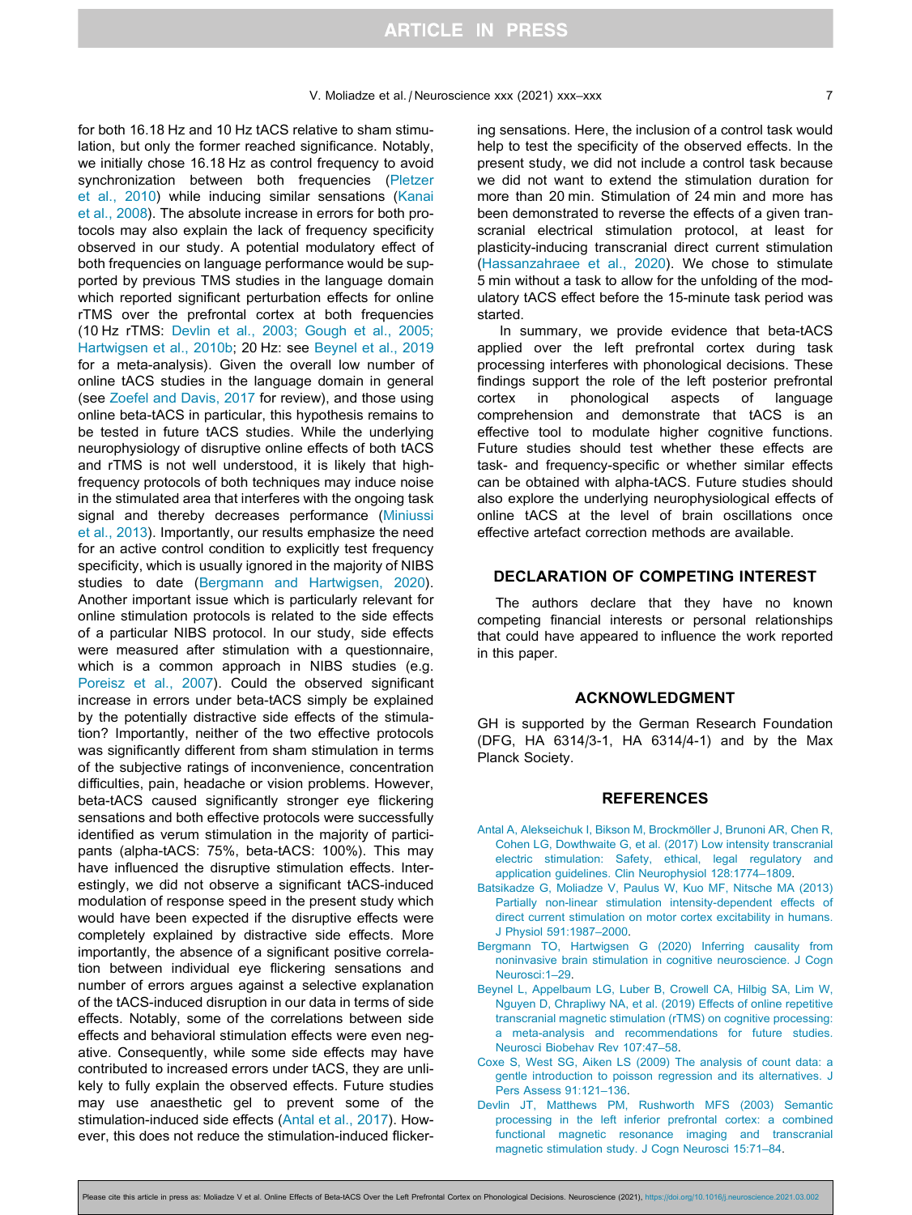for both 16.18 Hz and 10 Hz tACS relative to sham stimulation, but only the former reached significance. Notably, we initially chose 16.18 Hz as control frequency to avoid synchronization between both frequencies (Pletzer et al., 2010) while inducing similar sensations (Kanai et al., 2008). The absolute increase in errors for both protocols may also explain the lack of frequency specificity observed in our study. A potential modulatory effect of both frequencies on language performance would be supported by previous TMS studies in the language domain which reported significant perturbation effects for online rTMS over the prefrontal cortex at both frequencies (10 Hz rTMS: Devlin et al., 2003; Gough et al., 2005; Hartwigsen et al., 2010b; 20 Hz: see Beynel et al., 2019 for a meta-analysis). Given the overall low number of online tACS studies in the language domain in general (see Zoefel and Davis, 2017 for review), and those using online beta-tACS in particular, this hypothesis remains to be tested in future tACS studies. While the underlying neurophysiology of disruptive online effects of both tACS and rTMS is not well understood, it is likely that high-frequency protocols of both techniques may induce noise in the stimulated area that interferes with the ongoing task signal and thereby decreases performance (Miniussi et al., 2013). Importantly, our results emphasize the need for an active control condition to explicitly test frequency specificity, which is usually ignored in the majority of NIBS studies to date (Bergmann and Hartwigsen, 2020). Another important issue which is particularly relevant for online stimulation protocols is related to the side effects of a particular NIBS protocol. In our study, side effects were measured after stimulation with a questionnaire, which is a common approach in NIBS studies (e.g. Poreisz et al., 2007). Could the observed significant increase in errors under beta-tACS simply be explained by the potentially distractive side effects of the stimulation? Importantly, neither of the two effective protocols was significantly different from sham stimulation in terms of the subjective ratings of inconvenience, concentration difficulties, pain, headache or vision problems. However, beta-tACS caused significantly stronger eye flickering sensations and both effective protocols were successfully identified as verum stimulation in the majority of participants (alpha-tACS: 75%, beta-tACS: 100%). This may have influenced the disruptive stimulation effects. Interestingly, we did not observe a significant tACS-induced modulation of response speed in the present study which would have been expected if the disruptive effects were completely explained by distractive side effects. More importantly, the absence of a significant positive correlation between individual eye flickering sensations and number of errors argues against a selective explanation of the tACS-induced disruption in our data in terms of side effects. Notably, some of the correlations between side effects and behavioral stimulation effects were even negative. Consequently, while some side effects may have contributed to increased errors under tACS, they are unlikely to fully explain the observed effects. Future studies may use anaesthetic gel to prevent some of the stimulation-induced side effects (Antal et al., 2017). However, this does not reduce the stimulation-induced flickering sensations. Here, the inclusion of a control task would help to test the specificity of the observed effects. In the present study, we did not include a control task because we did not want to extend the stimulation duration for more than 20 min. Stimulation of 24 min and more has been demonstrated to reverse the effects of a given transcranial electrical stimulation protocol, at least for plasticity-inducing transcranial direct current stimulation (Hassanzahraee et al., 2020). We chose to stimulate 5 min without a task to allow for the unfolding of the modulatory tACS effect before the 15-minute task period was started.

In summary, we provide evidence that beta-tACS applied over the left prefrontal cortex during task processing interferes with phonological decisions. These findings support the role of the left posterior prefrontal cortex in phonological aspects of language comprehension and demonstrate that tACS is an effective tool to modulate higher cognitive functions. Future studies should test whether these effects are task- and frequency-specific or whether similar effects can be obtained with alpha-tACS. Future studies should also explore the underlying neurophysiological effects of online tACS at the level of brain oscillations once effective artefact correction methods are available.

## DECLARATION OF COMPETING INTEREST

The authors declare that they have no known competing financial interests or personal relationships that could have appeared to influence the work reported in this paper.

## ACKNOWLEDGMENT

GH is supported by the German Research Foundation (DFG, HA 6314/3-1, HA 6314/4-1) and by the Max Planck Society.

## REFERENCES

Antal A, Alekseichuk I, Bikson M, Brockmöller J, Brunoni AR, Chen R, Cohen LG, Dowthwaite G, et al. (2017) Low intensity transcranial electric stimulation: Safety, ethical, legal regulatory and application guidelines. Clin Neurophysiol 128:1774–1809.

Batsikadze G, Moliadze V, Paulus W, Kuo MF, Nitsche MA (2013) Partially non-linear stimulation intensity-dependent effects of direct current stimulation on motor cortex excitability in humans. J Physiol 591:1987–2000.

Bergmann TO, Hartwigsen G (2020) Inferring causality from noninvasive brain stimulation in cognitive neuroscience. J Cogn Neurosci:1–29.

Beynel L, Appelbaum LG, Luber B, Crowell CA, Hilbig SA, Lim W, Nguyen D, Chrapliwy NA, et al. (2019) Effects of online repetitive transcranial magnetic stimulation (rTMS) on cognitive processing: a meta-analysis and recommendations for future studies. Neurosci Biobehav Rev 107:47–58.

Coxe S, West SG, Aiken LS (2009) The analysis of count data: a gentle introduction to poisson regression and its alternatives. J Pers Assess 91:121–136.

Devlin JT, Matthews PM, Rushworth MFS (2003) Semantic processing in the left inferior prefrontal cortex: a combined functional magnetic resonance imaging and transcranial magnetic stimulation study. J Cogn Neurosci 15:71–84.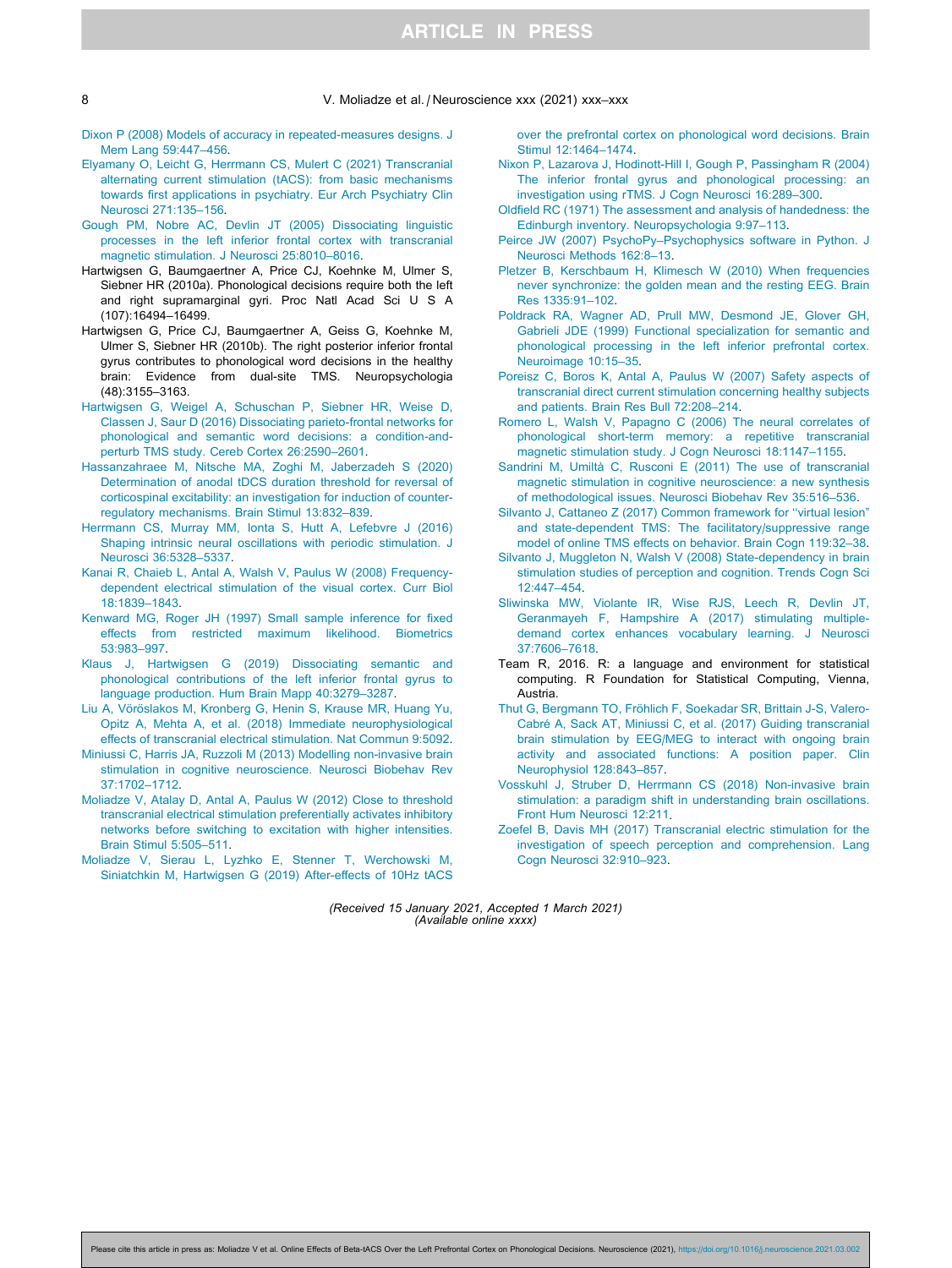Dixon P (2008) Models of accuracy in repeated-measures designs. J Mem Lang 59:447–456.

Elyamany O, Leicht G, Herrmann CS, Mulert C (2021) Transcranial alternating current stimulation (tACS): from basic mechanisms towards first applications in psychiatry. Eur Arch Psychiatry Clin Neurosci 271:135–156.

Gough PM, Nobre AC, Devlin JT (2005) Dissociating linguistic processes in the left inferior frontal cortex with transcranial magnetic stimulation. J Neurosci 25:8010–8016.

Hartwigsen G, Baumgaertner A, Price CJ, Koehnke M, Ulmer S, Siebner HR (2010a). Phonological decisions require both the left and right supramarginal gyri. Proc Natl Acad Sci U S A (107):16494–16499.

Hartwigsen G, Price CJ, Baumgaertner A, Geiss G, Koehnke M, Ulmer S, Siebner HR (2010b). The right posterior inferior frontal gyrus contributes to phonological word decisions in the healthy brain: Evidence from dual-site TMS. Neuropsychologia (48):3155–3163.

Hartwigsen G, Weigel A, Schuschan P, Siebner HR, Weise D, Classen J, Saur D (2016) Dissociating parieto-frontal networks for phonological and semantic word decisions: a condition-and-perturb TMS study. Cereb Cortex 26:2590–2601.

Hassanzahraee M, Nitsche MA, Zoghi M, Jaberzadeh S (2020) Determination of anodal tDCS duration threshold for reversal of corticospinal excitability: an investigation for induction of counter-regulatory mechanisms. Brain Stimul 13:832–839.

Herrmann CS, Murray MM, Ionta S, Hutt A, Lefebvre J (2016) Shaping intrinsic neural oscillations with periodic stimulation. J Neurosci 36:5328–5337.

Kanai R, Chaieb L, Antal A, Walsh V, Paulus W (2008) Frequency-dependent electrical stimulation of the visual cortex. Curr Biol 18:1839–1843.

Kenward MG, Roger JH (1997) Small sample inference for fixed effects from restricted maximum likelihood. Biometrics 53:983–997.

Klaus J, Hartwigsen G (2019) Dissociating semantic and phonological contributions of the left inferior frontal gyrus to language production. Hum Brain Mapp 40:3279–3287.

Liu A, Vöröslakos M, Kronberg G, Henin S, Krause MR, Huang Yu, Opitz A, Mehta A, et al. (2018) Immediate neurophysiological effects of transcranial electrical stimulation. Nat Commun 9:5092.

Miniussi C, Harris JA, Ruzzoli M (2013) Modelling non-invasive brain stimulation in cognitive neuroscience. Neurosci Biobehav Rev 37:1702–1712.

Moliadze V, Atalay D, Antal A, Paulus W (2012) Close to threshold transcranial electrical stimulation preferentially activates inhibitory networks before switching to excitation with higher intensities. Brain Stimul 5:505–511.

Moliadze V, Sierau L, Lyzhko E, Stenner T, Werchowski M, Siniatchkin M, Hartwigsen G (2019) After-effects of 10Hz tACS over the prefrontal cortex on phonological word decisions. Brain Stimul 12:1464–1474.

Nixon P, Lazarova J, Hodinott-Hill I, Gough P, Passingham R (2004) The inferior frontal gyrus and phonological processing: an investigation using rTMS. J Cogn Neurosci 16:289–300.

Oldfield RC (1971) The assessment and analysis of handedness: the Edinburgh inventory. Neuropsychologia 9:97–113.

Peirce JW (2007) PsychoPy–Psychophysics software in Python. J Neurosci Methods 162:8–13.

Pletzer B, Kerschbaum H, Klimesch W (2010) When frequencies never synchronize: the golden mean and the resting EEG. Brain Res 1335:91–102.

Poldrack RA, Wagner AD, Prull MW, Desmond JE, Glover GH, Gabrieli JDE (1999) Functional specialization for semantic and phonological processing in the left inferior prefrontal cortex. Neuroimage 10:15–35.

Poreisz C, Boros K, Antal A, Paulus W (2007) Safety aspects of transcranial direct current stimulation concerning healthy subjects and patients. Brain Res Bull 72:208–214.

Romero L, Walsh V, Papagno C (2006) The neural correlates of phonological short-term memory: a repetitive transcranial magnetic stimulation study. J Cogn Neurosci 18:1147–1155.

Sandrini M, Umiltà C, Rusconi E (2011) The use of transcranial magnetic stimulation in cognitive neuroscience: a new synthesis of methodological issues. Neurosci Biobehav Rev 35:516–536.

Silvanto J, Cattaneo Z (2017) Common framework for "virtual lesion" and state-dependent TMS: The facilitatory/suppressive range model of online TMS effects on behavior. Brain Cogn 119:32–38.

Silvanto J, Muggleton N, Walsh V (2008) State-dependency in brain stimulation studies of perception and cognition. Trends Cogn Sci 12:447–454.

Sliwinska MW, Violante IR, Wise RJS, Leech R, Devlin JT, Geranmayeh F, Hampshire A (2017) stimulating multiple-demand cortex enhances vocabulary learning. J Neurosci 37:7606–7618.

Team R, 2016. R: a language and environment for statistical computing. R Foundation for Statistical Computing, Vienna, Austria.

Thut G, Bergmann TO, Fröhlich F, Soekadar SR, Brittain J-S, Valero-Cabré A, Sack AT, Miniussi C, et al. (2017) Guiding transcranial brain stimulation by EEG/MEG to interact with ongoing brain activity and associated functions: A position paper. Clin Neurophysiol 128:843–857.

Vosskuhl J, Struber D, Herrmann CS (2018) Non-invasive brain stimulation: a paradigm shift in understanding brain oscillations. Front Hum Neurosci 12:211.

Zoefel B, Davis MH (2017) Transcranial electric stimulation for the investigation of speech perception and comprehension. Lang Cogn Neurosci 32:910–923.

*(Received 15 January 2021, Accepted 1 March 2021)*
*(Available online xxxx)*